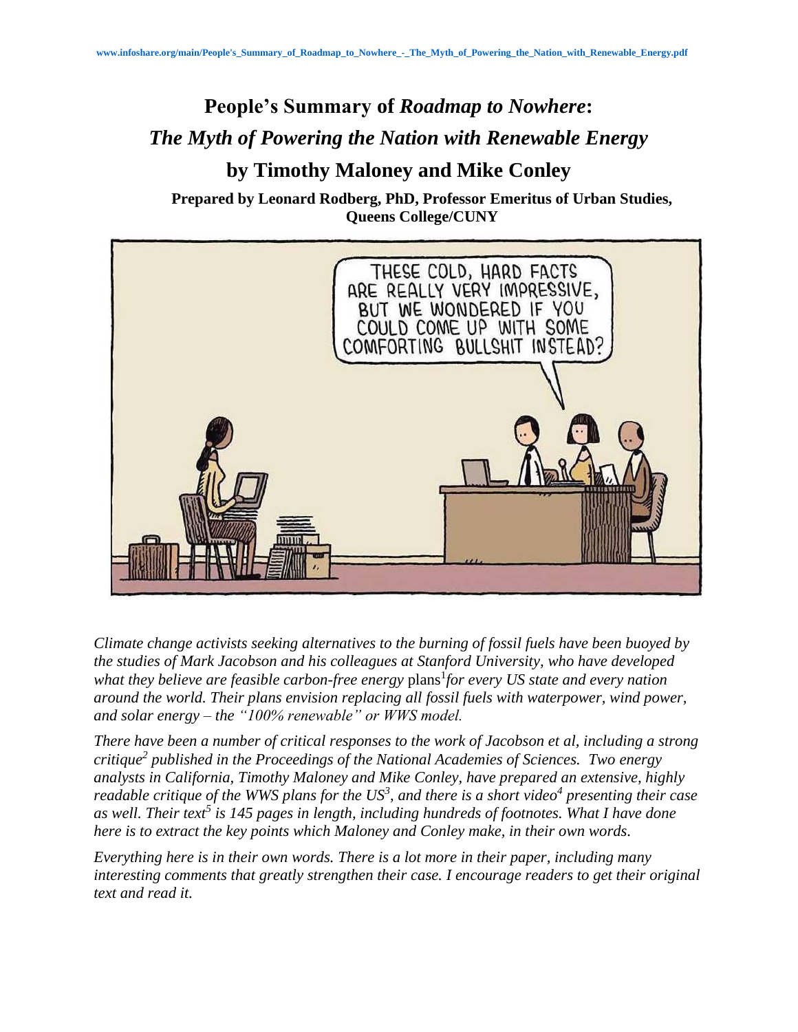# People's Summary of *Roadmap to Nowhere*:

# *The Myth of Powering the Nation with Renewable Energy*

# by Timothy Maloney and Mike Conley

**Prepared by Leonard Rodberg, PhD, Professor Emeritus of Urban Studies, Queens College/CUNY**

*Climate change activists seeking alternatives to the burning of fossil fuels have been buoyed by the studies of Mark Jacobson and his colleagues at Stanford University, who have developed what they believe are feasible carbon-free energy* plans[1] *for every US state and every nation around the world. Their plans envision replacing all fossil fuels with waterpower, wind power, and solar energy – the "100% renewable" or WWS model.*

*There have been a number of critical responses to the work of Jacobson et al, including a strong critique[2] published in the Proceedings of the National Academies of Sciences. Two energy analysts in California, Timothy Maloney and Mike Conley, have prepared an extensive, highly readable critique of the WWS plans for the US[3], and there is a short video[4] presenting their case as well. Their text[5] is 145 pages in length, including hundreds of footnotes. What I have done here is to extract the key points which Maloney and Conley make, in their own words.*

*Everything here is in their own words. There is a lot more in their paper, including many interesting comments that greatly strengthen their case. I encourage readers to get their original text and read it.*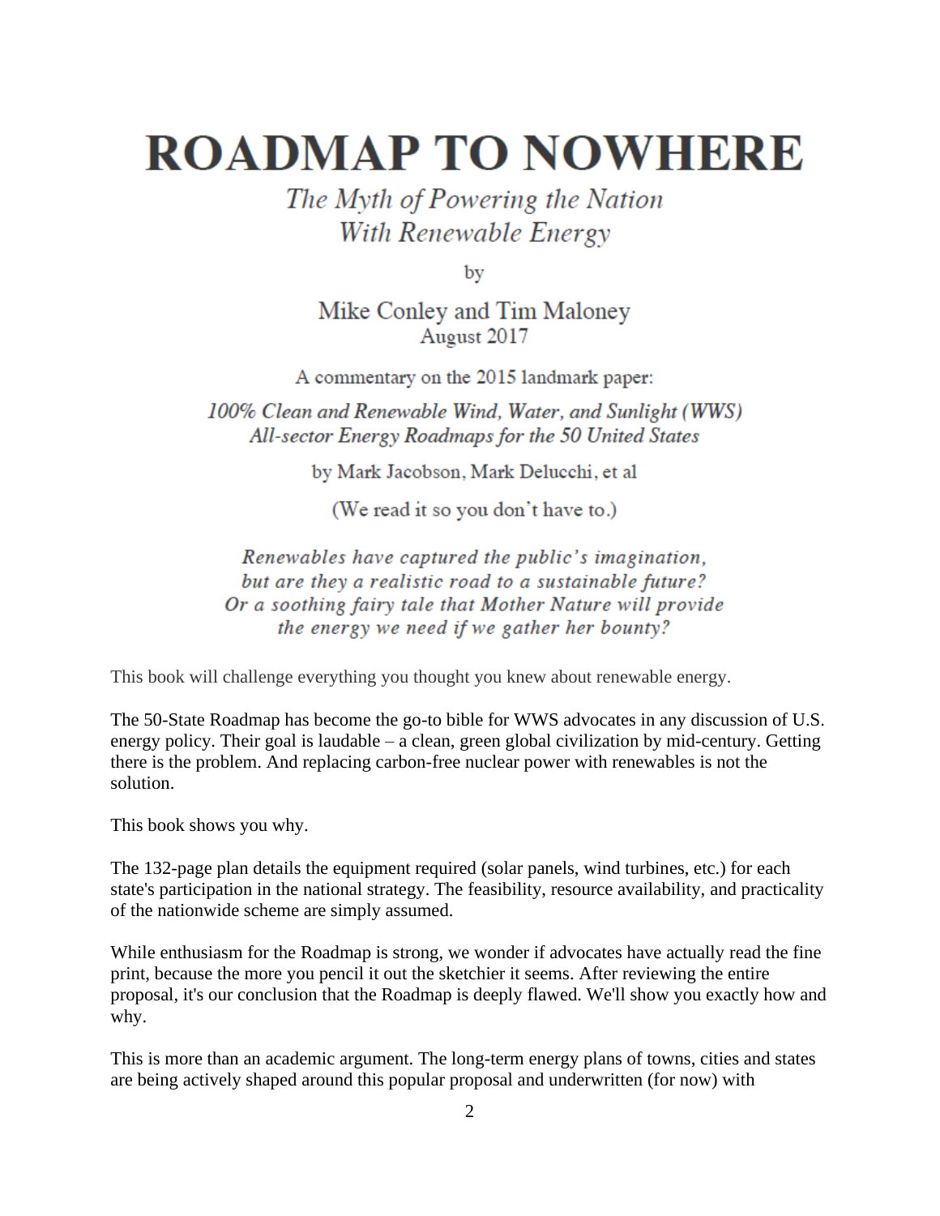# ROADMAP TO NOWHERE

*The Myth of Powering the Nation With Renewable Energy*

by

Mike Conley and Tim Maloney
August 2017

A commentary on the 2015 landmark paper:

*100% Clean and Renewable Wind, Water, and Sunlight (WWS) All-sector Energy Roadmaps for the 50 United States*

by Mark Jacobson, Mark Delucchi, et al

(We read it so you don't have to.)

*Renewables have captured the public's imagination, but are they a realistic road to a sustainable future? Or a soothing fairy tale that Mother Nature will provide the energy we need if we gather her bounty?*

This book will challenge everything you thought you knew about renewable energy.

The 50-State Roadmap has become the go-to bible for WWS advocates in any discussion of U.S. energy policy. Their goal is laudable – a clean, green global civilization by mid-century. Getting there is the problem. And replacing carbon-free nuclear power with renewables is not the solution.

This book shows you why.

The 132-page plan details the equipment required (solar panels, wind turbines, etc.) for each state's participation in the national strategy. The feasibility, resource availability, and practicality of the nationwide scheme are simply assumed.

While enthusiasm for the Roadmap is strong, we wonder if advocates have actually read the fine print, because the more you pencil it out the sketchier it seems. After reviewing the entire proposal, it's our conclusion that the Roadmap is deeply flawed. We'll show you exactly how and why.

This is more than an academic argument. The long-term energy plans of towns, cities and states are being actively shaped around this popular proposal and underwritten (for now) with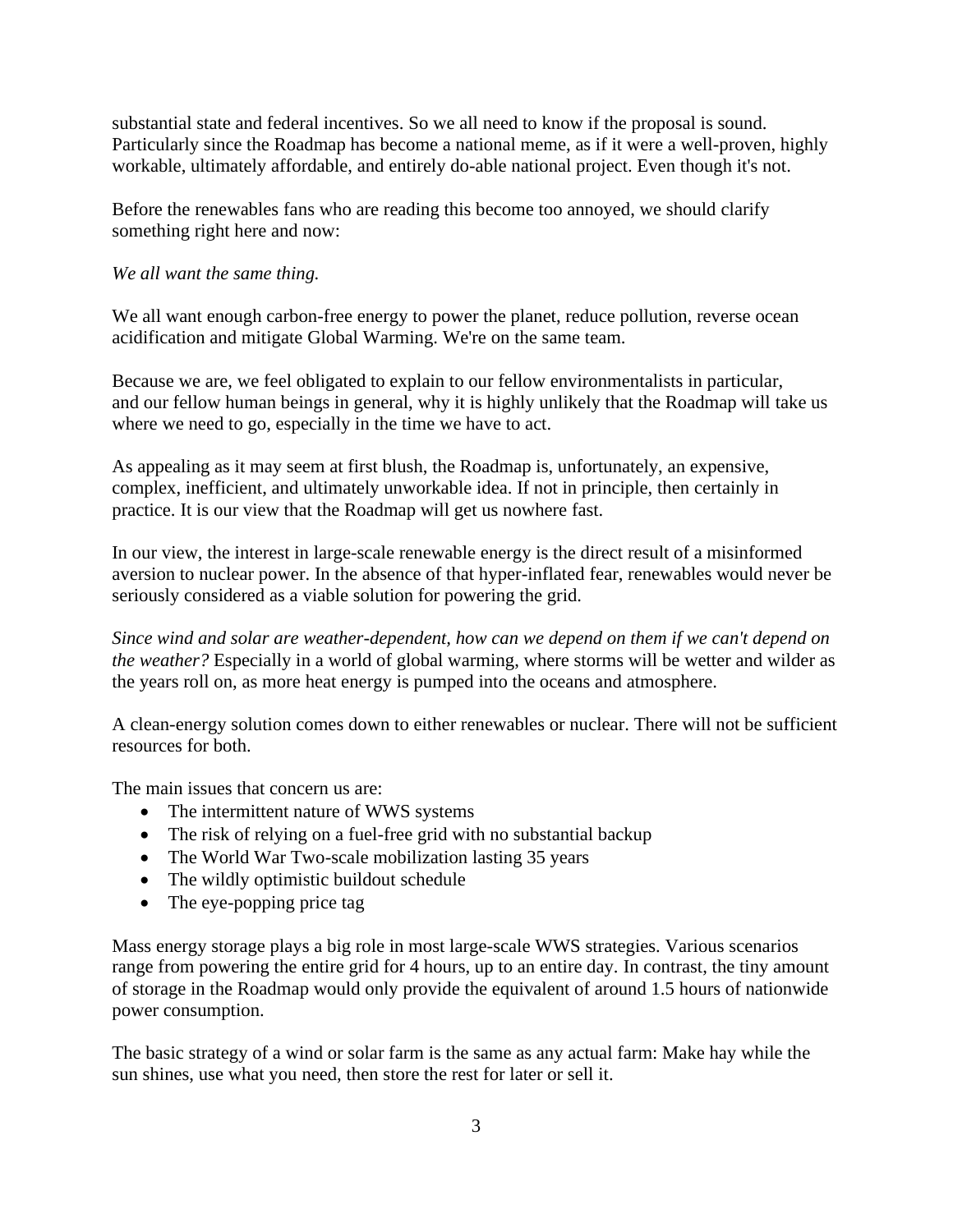substantial state and federal incentives. So we all need to know if the proposal is sound. Particularly since the Roadmap has become a national meme, as if it were a well-proven, highly workable, ultimately affordable, and entirely do-able national project. Even though it's not.

Before the renewables fans who are reading this become too annoyed, we should clarify something right here and now:

*We all want the same thing.*

We all want enough carbon-free energy to power the planet, reduce pollution, reverse ocean acidification and mitigate Global Warming. We're on the same team.

Because we are, we feel obligated to explain to our fellow environmentalists in particular, and our fellow human beings in general, why it is highly unlikely that the Roadmap will take us where we need to go, especially in the time we have to act.

As appealing as it may seem at first blush, the Roadmap is, unfortunately, an expensive, complex, inefficient, and ultimately unworkable idea. If not in principle, then certainly in practice. It is our view that the Roadmap will get us nowhere fast.

In our view, the interest in large-scale renewable energy is the direct result of a misinformed aversion to nuclear power. In the absence of that hyper-inflated fear, renewables would never be seriously considered as a viable solution for powering the grid.

*Since wind and solar are weather-dependent, how can we depend on them if we can't depend on the weather?* Especially in a world of global warming, where storms will be wetter and wilder as the years roll on, as more heat energy is pumped into the oceans and atmosphere.

A clean-energy solution comes down to either renewables or nuclear. There will not be sufficient resources for both.

The main issues that concern us are:

- The intermittent nature of WWS systems
- The risk of relying on a fuel-free grid with no substantial backup
- The World War Two-scale mobilization lasting 35 years
- The wildly optimistic buildout schedule
- The eye-popping price tag

Mass energy storage plays a big role in most large-scale WWS strategies. Various scenarios range from powering the entire grid for 4 hours, up to an entire day. In contrast, the tiny amount of storage in the Roadmap would only provide the equivalent of around 1.5 hours of nationwide power consumption.

The basic strategy of a wind or solar farm is the same as any actual farm: Make hay while the sun shines, use what you need, then store the rest for later or sell it.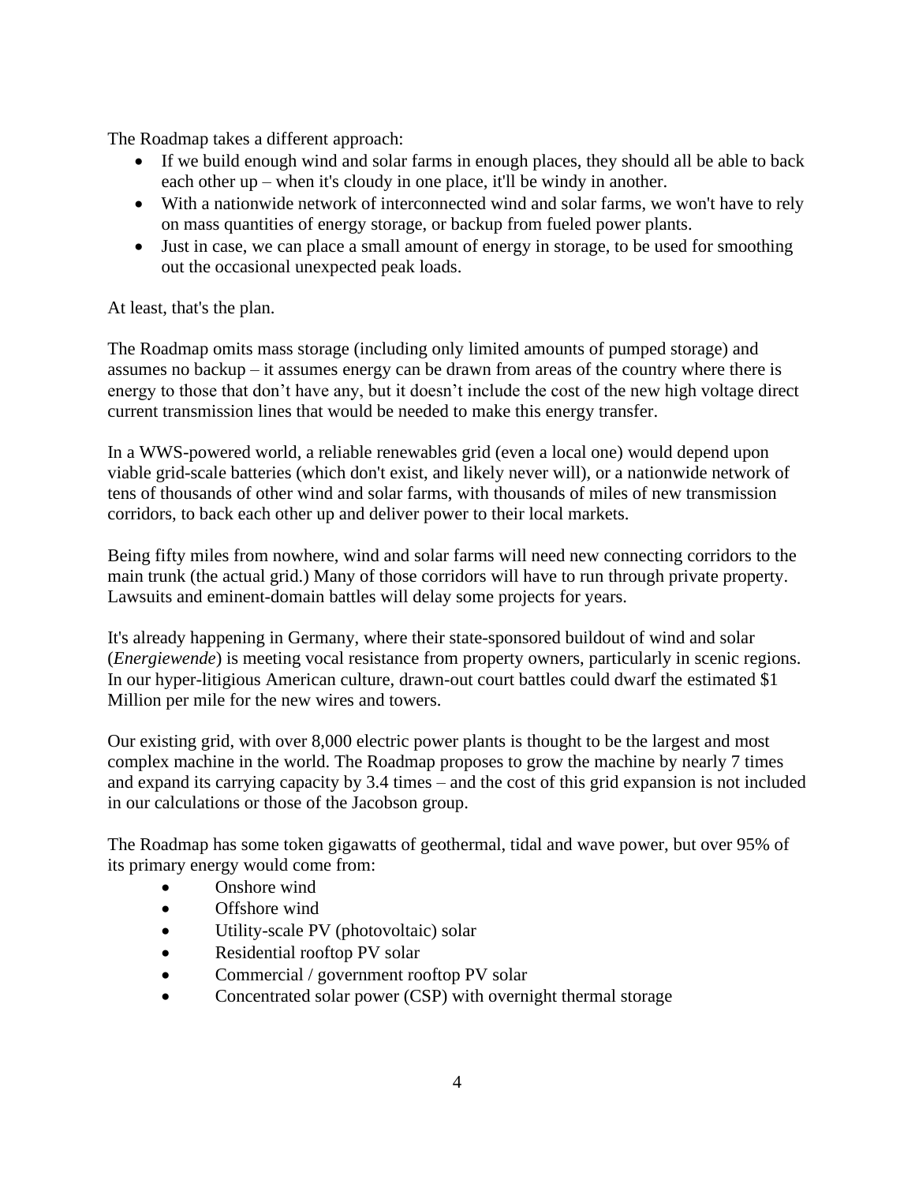The Roadmap takes a different approach:

- If we build enough wind and solar farms in enough places, they should all be able to back each other up – when it's cloudy in one place, it'll be windy in another.
- With a nationwide network of interconnected wind and solar farms, we won't have to rely on mass quantities of energy storage, or backup from fueled power plants.
- Just in case, we can place a small amount of energy in storage, to be used for smoothing out the occasional unexpected peak loads.

At least, that's the plan.

The Roadmap omits mass storage (including only limited amounts of pumped storage) and assumes no backup – it assumes energy can be drawn from areas of the country where there is energy to those that don't have any, but it doesn't include the cost of the new high voltage direct current transmission lines that would be needed to make this energy transfer.

In a WWS-powered world, a reliable renewables grid (even a local one) would depend upon viable grid-scale batteries (which don't exist, and likely never will), or a nationwide network of tens of thousands of other wind and solar farms, with thousands of miles of new transmission corridors, to back each other up and deliver power to their local markets.

Being fifty miles from nowhere, wind and solar farms will need new connecting corridors to the main trunk (the actual grid.) Many of those corridors will have to run through private property. Lawsuits and eminent-domain battles will delay some projects for years.

It's already happening in Germany, where their state-sponsored buildout of wind and solar (*Energiewende*) is meeting vocal resistance from property owners, particularly in scenic regions. In our hyper-litigious American culture, drawn-out court battles could dwarf the estimated $1 Million per mile for the new wires and towers.

Our existing grid, with over 8,000 electric power plants is thought to be the largest and most complex machine in the world. The Roadmap proposes to grow the machine by nearly 7 times and expand its carrying capacity by 3.4 times – and the cost of this grid expansion is not included in our calculations or those of the Jacobson group.

The Roadmap has some token gigawatts of geothermal, tidal and wave power, but over 95% of its primary energy would come from:

- Onshore wind
- Offshore wind
- Utility-scale PV (photovoltaic) solar
- Residential rooftop PV solar
- Commercial / government rooftop PV solar
- Concentrated solar power (CSP) with overnight thermal storage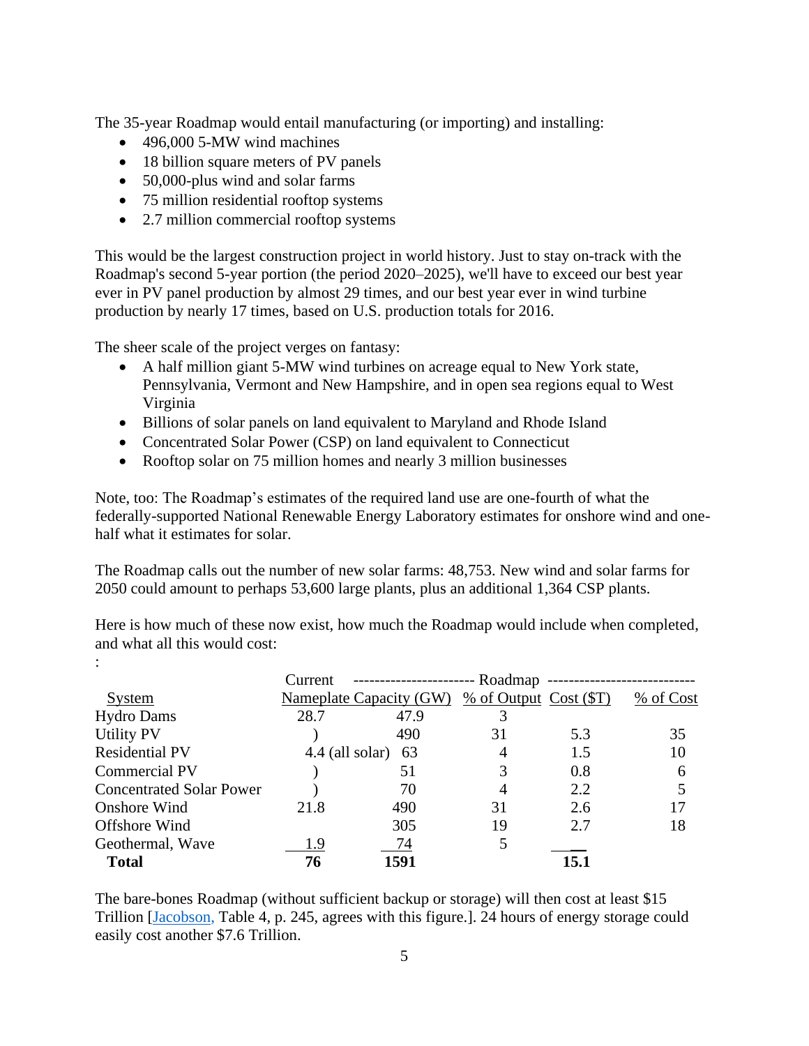The 35-year Roadmap would entail manufacturing (or importing) and installing:

- 496,000 5-MW wind machines
- 18 billion square meters of PV panels
- 50,000-plus wind and solar farms
- 75 million residential rooftop systems
- 2.7 million commercial rooftop systems

This would be the largest construction project in world history. Just to stay on-track with the Roadmap's second 5-year portion (the period 2020–2025), we'll have to exceed our best year ever in PV panel production by almost 29 times, and our best year ever in wind turbine production by nearly 17 times, based on U.S. production totals for 2016.

The sheer scale of the project verges on fantasy:

- A half million giant 5-MW wind turbines on acreage equal to New York state, Pennsylvania, Vermont and New Hampshire, and in open sea regions equal to West Virginia
- Billions of solar panels on land equivalent to Maryland and Rhode Island
- Concentrated Solar Power (CSP) on land equivalent to Connecticut
- Rooftop solar on 75 million homes and nearly 3 million businesses

Note, too: The Roadmap's estimates of the required land use are one-fourth of what the federally-supported National Renewable Energy Laboratory estimates for onshore wind and one-half what it estimates for solar.

The Roadmap calls out the number of new solar farms: 48,753. New wind and solar farms for 2050 could amount to perhaps 53,600 large plants, plus an additional 1,364 CSP plants.

Here is how much of these now exist, how much the Roadmap would include when completed, and what all this would cost:
:

| | Current | Roadmap | | | |
|---|---|---|---|---|---|
| System | Nameplate Capacity (GW) | | % of Output | Cost ($T) | % of Cost |
| Hydro Dams | 28.7 | 47.9 | 3 | | |
| Utility PV | ) | 490 | 31 | 5.3 | 35 |
| Residential PV | 4.4 (all solar) | 63 | 4 | 1.5 | 10 |
| Commercial PV | ) | 51 | 3 | 0.8 | 6 |
| Concentrated Solar Power | ) | 70 | 4 | 2.2 | 5 |
| Onshore Wind | 21.8 | 490 | 31 | 2.6 | 17 |
| Offshore Wind | | 305 | 19 | 2.7 | 18 |
| Geothermal, Wave | 1.9 | 74 | 5 | | |
| **Total** | **76** | **1591** | | **15.1** | |

The bare-bones Roadmap (without sufficient backup or storage) will then cost at least $15 Trillion [Jacobson, Table 4, p. 245, agrees with this figure.]. 24 hours of energy storage could easily cost another $7.6 Trillion.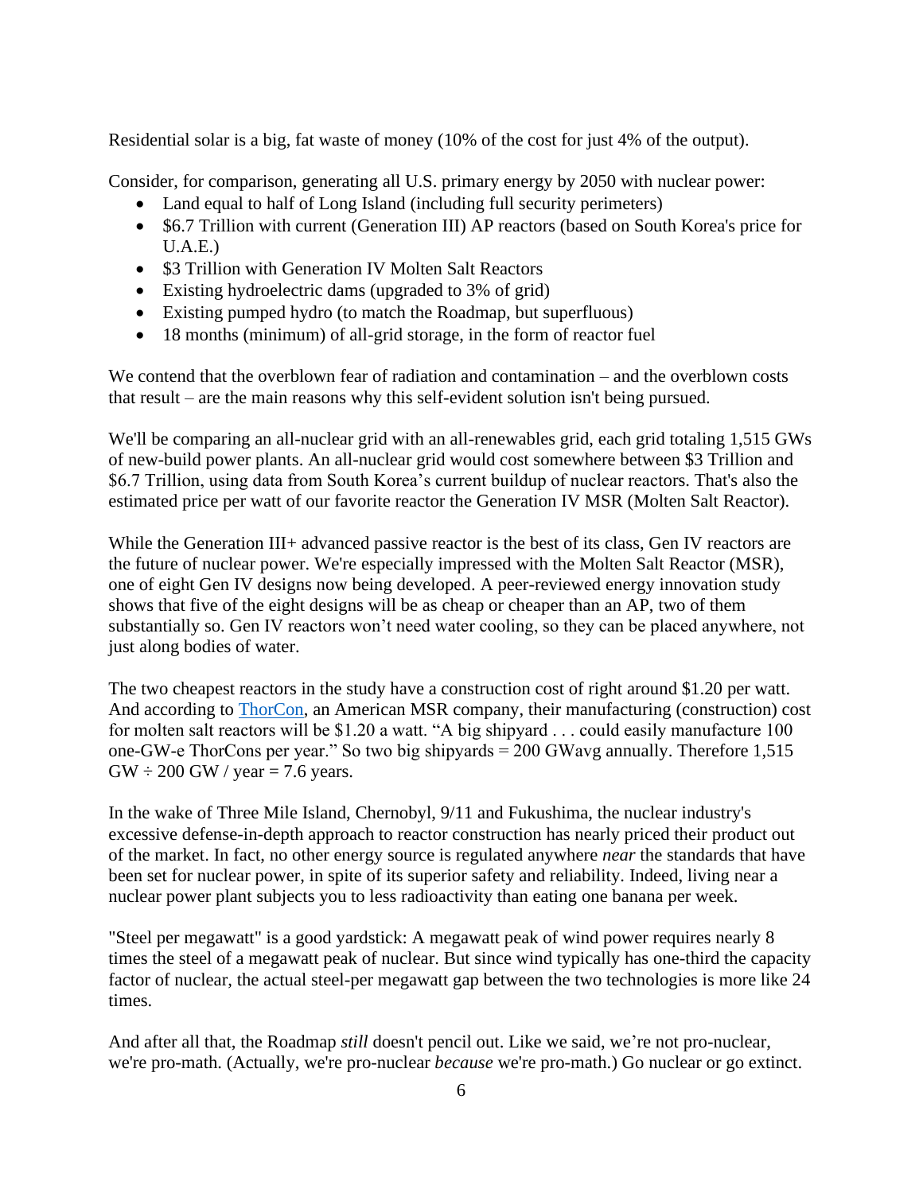Residential solar is a big, fat waste of money (10% of the cost for just 4% of the output).

Consider, for comparison, generating all U.S. primary energy by 2050 with nuclear power:

- Land equal to half of Long Island (including full security perimeters)
- $6.7 Trillion with current (Generation III) AP reactors (based on South Korea's price for U.A.E.)
- $3 Trillion with Generation IV Molten Salt Reactors
- Existing hydroelectric dams (upgraded to 3% of grid)
- Existing pumped hydro (to match the Roadmap, but superfluous)
- 18 months (minimum) of all-grid storage, in the form of reactor fuel

We contend that the overblown fear of radiation and contamination – and the overblown costs that result – are the main reasons why this self-evident solution isn't being pursued.

We'll be comparing an all-nuclear grid with an all-renewables grid, each grid totaling 1,515 GWs of new-build power plants. An all-nuclear grid would cost somewhere between $3 Trillion and $6.7 Trillion, using data from South Korea's current buildup of nuclear reactors. That's also the estimated price per watt of our favorite reactor the Generation IV MSR (Molten Salt Reactor).

While the Generation III+ advanced passive reactor is the best of its class, Gen IV reactors are the future of nuclear power. We're especially impressed with the Molten Salt Reactor (MSR), one of eight Gen IV designs now being developed. A peer-reviewed energy innovation study shows that five of the eight designs will be as cheap or cheaper than an AP, two of them substantially so. Gen IV reactors won't need water cooling, so they can be placed anywhere, not just along bodies of water.

The two cheapest reactors in the study have a construction cost of right around $1.20 per watt. And according to ThorCon, an American MSR company, their manufacturing (construction) cost for molten salt reactors will be $1.20 a watt. "A big shipyard . . . could easily manufacture 100 one-GW-e ThorCons per year." So two big shipyards = 200 GWavg annually. Therefore 1,515 GW ÷ 200 GW / year = 7.6 years.

In the wake of Three Mile Island, Chernobyl, 9/11 and Fukushima, the nuclear industry's excessive defense-in-depth approach to reactor construction has nearly priced their product out of the market. In fact, no other energy source is regulated anywhere *near* the standards that have been set for nuclear power, in spite of its superior safety and reliability. Indeed, living near a nuclear power plant subjects you to less radioactivity than eating one banana per week.

"Steel per megawatt" is a good yardstick: A megawatt peak of wind power requires nearly 8 times the steel of a megawatt peak of nuclear. But since wind typically has one-third the capacity factor of nuclear, the actual steel-per megawatt gap between the two technologies is more like 24 times.

And after all that, the Roadmap *still* doesn't pencil out. Like we said, we're not pro-nuclear, we're pro-math. (Actually, we're pro-nuclear *because* we're pro-math.) Go nuclear or go extinct.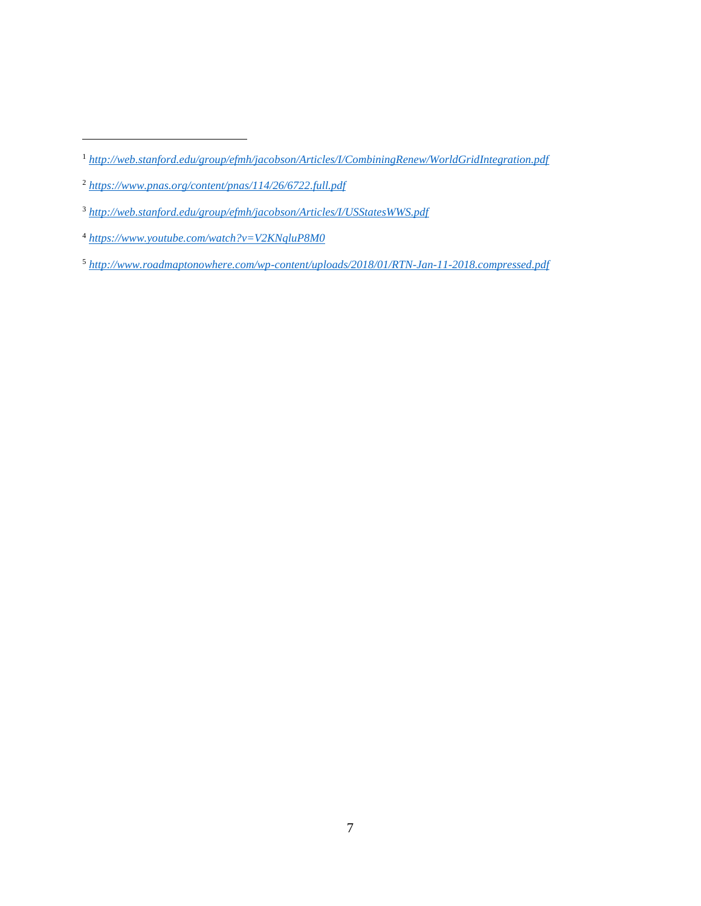[1] *http://web.stanford.edu/group/efmh/jacobson/Articles/I/CombiningRenew/WorldGridIntegration.pdf*

[2] *https://www.pnas.org/content/pnas/114/26/6722.full.pdf*

[3] *http://web.stanford.edu/group/efmh/jacobson/Articles/I/USStatesWWS.pdf*

[4] *https://www.youtube.com/watch?v=V2KNqluP8M0*

[5] *http://www.roadmaptonowhere.com/wp-content/uploads/2018/01/RTN-Jan-11-2018.compressed.pdf*